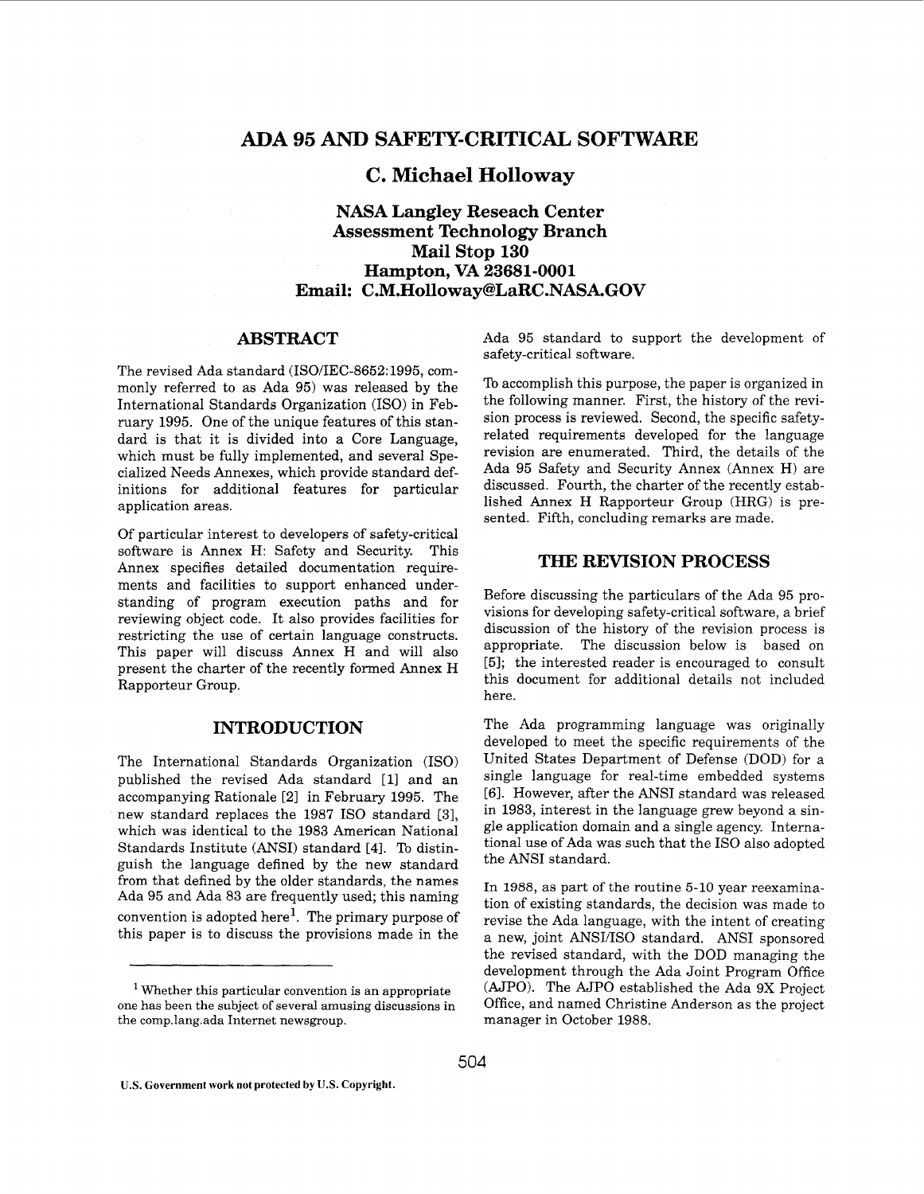# ADA 95 AND SAFETY-CRITICAL SOFTWARE

## C. Michael Holloway

**NASA Langley Reseach Center**
**Assessment Technology Branch**
**Mail Stop 130**
**Hampton, VA 23681-0001**
**Email: C.M.Holloway@LaRC.NASA.GOV**

## ABSTRACT

The revised Ada standard (ISO/IEC-8652:1995, commonly referred to as Ada 95) was released by the International Standards Organization (ISO) in February 1995. One of the unique features of this standard is that it is divided into a Core Language, which must be fully implemented, and several Specialized Needs Annexes, which provide standard definitions for additional features for particular application areas.

Of particular interest to developers of safety-critical software is Annex H: Safety and Security. This Annex specifies detailed documentation requirements and facilities to support enhanced understanding of program execution paths and for reviewing object code. It also provides facilities for restricting the use of certain language constructs. This paper will discuss Annex H and will also present the charter of the recently formed Annex H Rapporteur Group.

## INTRODUCTION

The International Standards Organization (ISO) published the revised Ada standard [1] and an accompanying Rationale [2] in February 1995. The new standard replaces the 1987 ISO standard [3], which was identical to the 1983 American National Standards Institute (ANSI) standard [4]. To distinguish the language defined by the new standard from that defined by the older standards, the names Ada 95 and Ada 83 are frequently used; this naming convention is adopted here[1]. The primary purpose of this paper is to discuss the provisions made in the Ada 95 standard to support the development of safety-critical software.

To accomplish this purpose, the paper is organized in the following manner. First, the history of the revision process is reviewed. Second, the specific safety-related requirements developed for the language revision are enumerated. Third, the details of the Ada 95 Safety and Security Annex (Annex H) are discussed. Fourth, the charter of the recently established Annex H Rapporteur Group (HRG) is presented. Fifth, concluding remarks are made.

## THE REVISION PROCESS

Before discussing the particulars of the Ada 95 provisions for developing safety-critical software, a brief discussion of the history of the revision process is appropriate. The discussion below is based on [5]; the interested reader is encouraged to consult this document for additional details not included here.

The Ada programming language was originally developed to meet the specific requirements of the United States Department of Defense (DOD) for a single language for real-time embedded systems [6]. However, after the ANSI standard was released in 1983, interest in the language grew beyond a single application domain and a single agency. International use of Ada was such that the ISO also adopted the ANSI standard.

In 1988, as part of the routine 5-10 year reexamination of existing standards, the decision was made to revise the Ada language, with the intent of creating a new, joint ANSI/ISO standard. ANSI sponsored the revised standard, with the DOD managing the development through the Ada Joint Program Office (AJPO). The AJPO established the Ada 9X Project Office, and named Christine Anderson as the project manager in October 1988.

---

[1] Whether this particular convention is an appropriate one has been the subject of several amusing discussions in the comp.lang.ada Internet newsgroup.

U.S. Government work not protected by U.S. Copyright.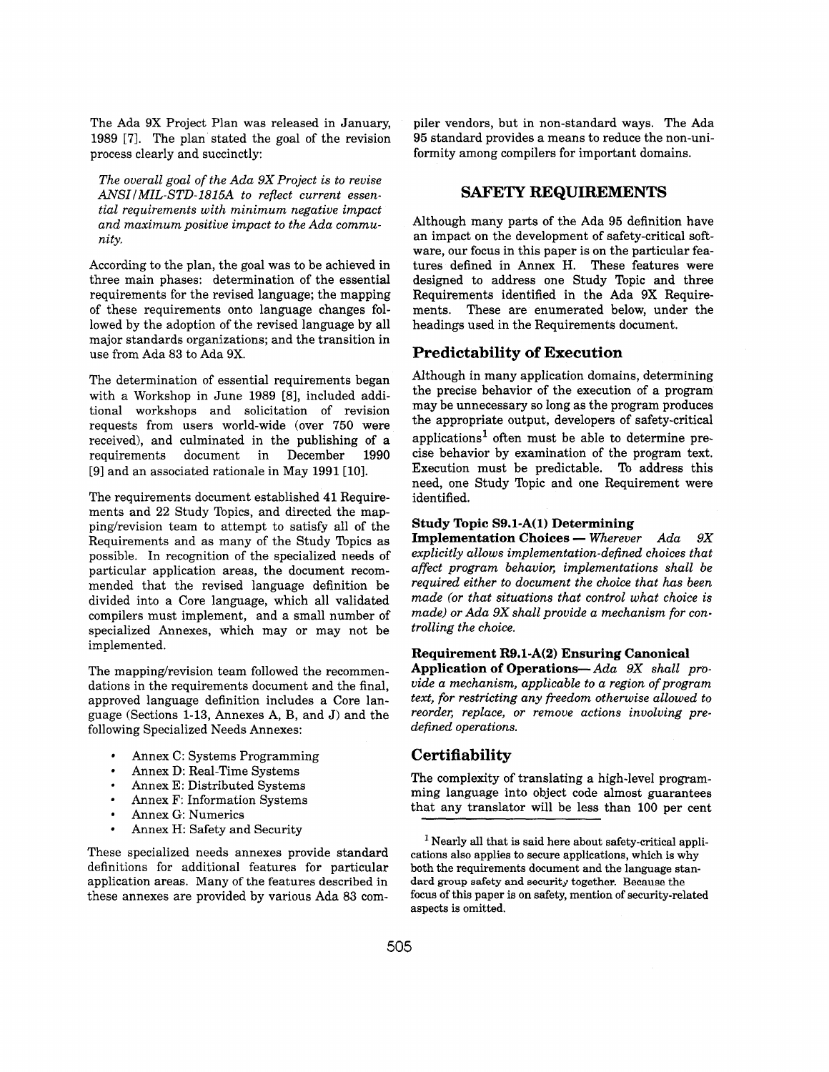The Ada 9X Project Plan was released in January, 1989 [7]. The plan stated the goal of the revision process clearly and succinctly:

*The overall goal of the Ada 9X Project is to revise ANSI/MIL-STD-1815A to reflect current essential requirements with minimum negative impact and maximum positive impact to the Ada community.*

According to the plan, the goal was to be achieved in three main phases: determination of the essential requirements for the revised language; the mapping of these requirements onto language changes followed by the adoption of the revised language by all major standards organizations; and the transition in use from Ada 83 to Ada 9X.

The determination of essential requirements began with a Workshop in June 1989 [8], included additional workshops and solicitation of revision requests from users world-wide (over 750 were received), and culminated in the publishing of a requirements document in December 1990 [9] and an associated rationale in May 1991 [10].

The requirements document established 41 Requirements and 22 Study Topics, and directed the mapping/revision team to attempt to satisfy all of the Requirements and as many of the Study Topics as possible. In recognition of the specialized needs of particular application areas, the document recommended that the revised language definition be divided into a Core language, which all validated compilers must implement, and a small number of specialized Annexes, which may or may not be implemented.

The mapping/revision team followed the recommendations in the requirements document and the final, approved language definition includes a Core language (Sections 1-13, Annexes A, B, and J) and the following Specialized Needs Annexes:

- Annex C: Systems Programming
- Annex D: Real-Time Systems
- Annex E: Distributed Systems
- Annex F: Information Systems
- Annex G: Numerics
- Annex H: Safety and Security

These specialized needs annexes provide standard definitions for additional features for particular application areas. Many of the features described in these annexes are provided by various Ada 83 compiler vendors, but in non-standard ways. The Ada 95 standard provides a means to reduce the non-uniformity among compilers for important domains.

## SAFETY REQUIREMENTS

Although many parts of the Ada 95 definition have an impact on the development of safety-critical software, our focus in this paper is on the particular features defined in Annex H. These features were designed to address one Study Topic and three Requirements identified in the Ada 9X Requirements. These are enumerated below, under the headings used in the Requirements document.

### Predictability of Execution

Although in many application domains, determining the precise behavior of the execution of a program may be unnecessary so long as the program produces the appropriate output, developers of safety-critical applications[1] often must be able to determine precise behavior by examination of the program text. Execution must be predictable. To address this need, one Study Topic and one Requirement were identified.

**Study Topic S9.1-A(1) Determining Implementation Choices —** *Wherever Ada 9X explicitly allows implementation-defined choices that affect program behavior, implementations shall be required either to document the choice that has been made (or that situations that control what choice is made) or Ada 9X shall provide a mechanism for controlling the choice.*

**Requirement R9.1-A(2) Ensuring Canonical Application of Operations—** *Ada 9X shall provide a mechanism, applicable to a region of program text, for restricting any freedom otherwise allowed to reorder, replace, or remove actions involving predefined operations.*

### Certifiability

The complexity of translating a high-level programming language into object code almost guarantees that any translator will be less than 100 per cent

[1] Nearly all that is said here about safety-critical applications also applies to secure applications, which is why both the requirements document and the language standard group safety and security together. Because the focus of this paper is on safety, mention of security-related aspects is omitted.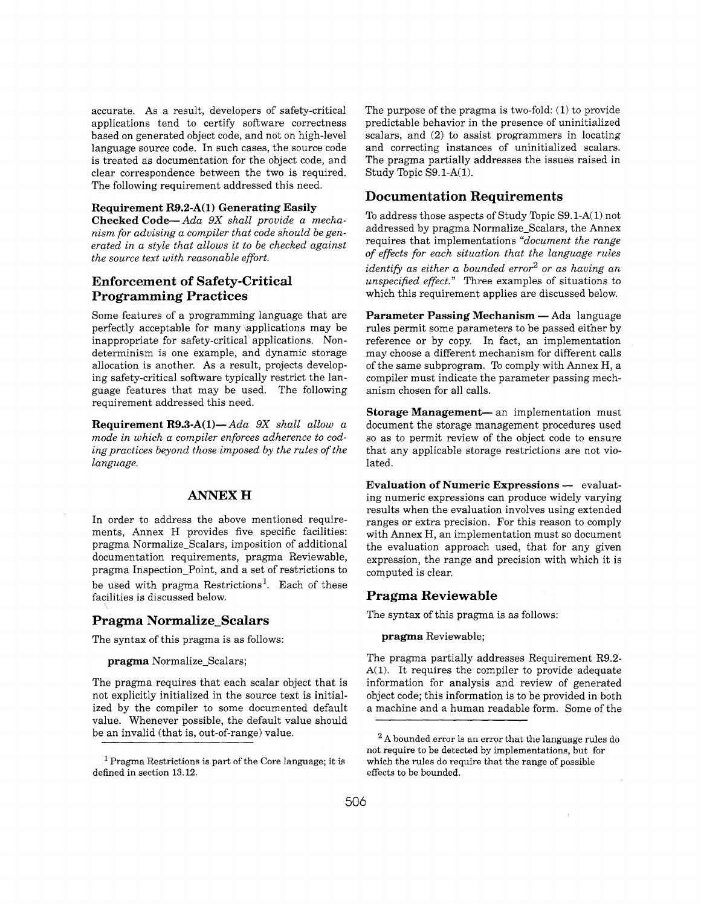accurate. As a result, developers of safety-critical applications tend to certify software correctness based on generated object code, and not on high-level language source code. In such cases, the source code is treated as documentation for the object code, and clear correspondence between the two is required. The following requirement addressed this need.

**Requirement R9.2-A(1) Generating Easily Checked Code**— *Ada 9X shall provide a mechanism for advising a compiler that code should be generated in a style that allows it to be checked against the source text with reasonable effort.*

## Enforcement of Safety-Critical Programming Practices

Some features of a programming language that are perfectly acceptable for many applications may be inappropriate for safety-critical applications. Nondeterminism is one example, and dynamic storage allocation is another. As a result, projects developing safety-critical software typically restrict the language features that may be used. The following requirement addressed this need.

**Requirement R9.3-A(1)**— *Ada 9X shall allow a mode in which a compiler enforces adherence to coding practices beyond those imposed by the rules of the language.*

# ANNEX H

In order to address the above mentioned requirements, Annex H provides five specific facilities: pragma Normalize_Scalars, imposition of additional documentation requirements, pragma Reviewable, pragma Inspection_Point, and a set of restrictions to be used with pragma Restrictions[1]. Each of these facilities is discussed below.

## Pragma Normalize_Scalars

The syntax of this pragma is as follows:

**pragma** Normalize_Scalars;

The pragma requires that each scalar object that is not explicitly initialized in the source text is initialized by the compiler to some documented default value. Whenever possible, the default value should be an invalid (that is, out-of-range) value.

[1] Pragma Restrictions is part of the Core language; it is defined in section 13.12.

The purpose of the pragma is two-fold: (1) to provide predictable behavior in the presence of uninitialized scalars, and (2) to assist programmers in locating and correcting instances of uninitialized scalars. The pragma partially addresses the issues raised in Study Topic S9.1-A(1).

## Documentation Requirements

To address those aspects of Study Topic S9.1-A(1) not addressed by pragma Normalize_Scalars, the Annex requires that implementations *"document the range of effects for each situation that the language rules identify as either a bounded error[2] or as having an unspecified effect."* Three examples of situations to which this requirement applies are discussed below.

**Parameter Passing Mechanism** — Ada language rules permit some parameters to be passed either by reference or by copy. In fact, an implementation may choose a different mechanism for different calls of the same subprogram. To comply with Annex H, a compiler must indicate the parameter passing mechanism chosen for all calls.

**Storage Management**— an implementation must document the storage management procedures used so as to permit review of the object code to ensure that any applicable storage restrictions are not violated.

**Evaluation of Numeric Expressions** — evaluating numeric expressions can produce widely varying results when the evaluation involves using extended ranges or extra precision. For this reason to comply with Annex H, an implementation must so document the evaluation approach used, that for any given expression, the range and precision with which it is computed is clear.

## Pragma Reviewable

The syntax of this pragma is as follows:

**pragma** Reviewable;

The pragma partially addresses Requirement R9.2-A(1). It requires the compiler to provide adequate information for analysis and review of generated object code; this information is to be provided in both a machine and a human readable form. Some of the

[2] A bounded error is an error that the language rules do not require to be detected by implementations, but for which the rules do require that the range of possible effects to be bounded.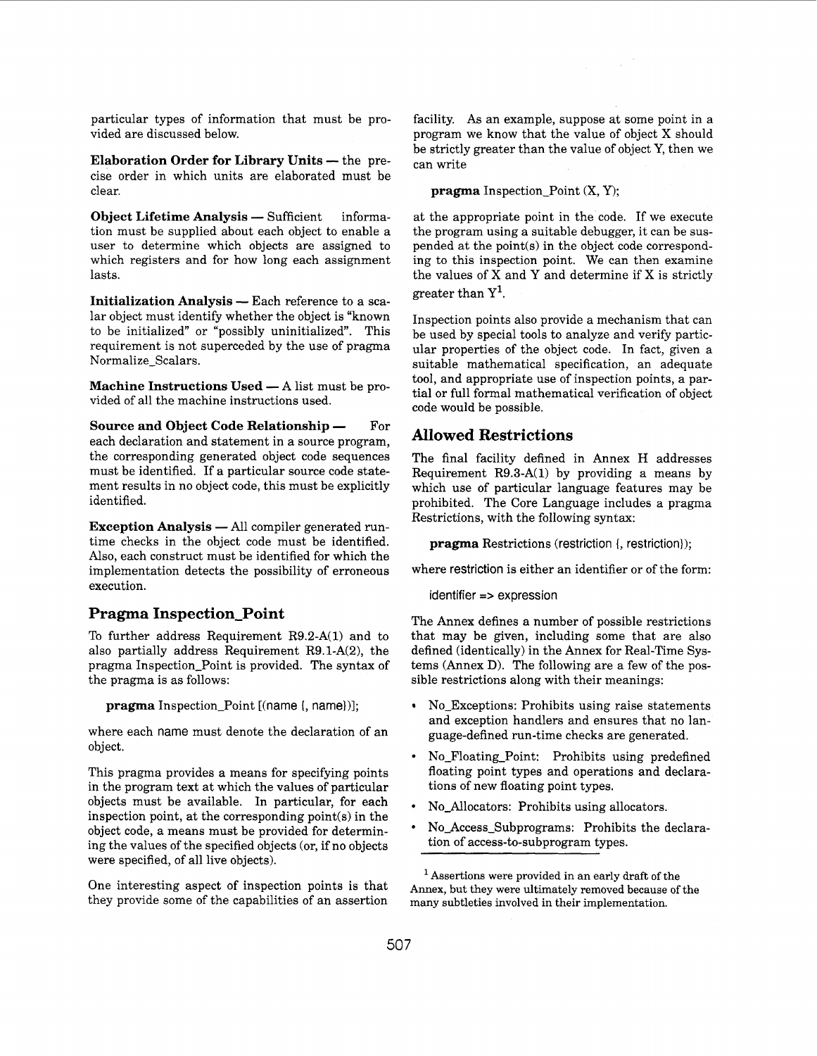particular types of information that must be provided are discussed below.

**Elaboration Order for Library Units** — the precise order in which units are elaborated must be clear.

**Object Lifetime Analysis** — Sufficient information must be supplied about each object to enable a user to determine which objects are assigned to which registers and for how long each assignment lasts.

**Initialization Analysis** — Each reference to a scalar object must identify whether the object is "known to be initialized" or "possibly uninitialized". This requirement is not superceded by the use of pragma Normalize_Scalars.

**Machine Instructions Used** — A list must be provided of all the machine instructions used.

**Source and Object Code Relationship** — For each declaration and statement in a source program, the corresponding generated object code sequences must be identified. If a particular source code statement results in no object code, this must be explicitly identified.

**Exception Analysis** — All compiler generated runtime checks in the object code must be identified. Also, each construct must be identified for which the implementation detects the possibility of erroneous execution.

## Pragma Inspection_Point

To further address Requirement R9.2-A(1) and to also partially address Requirement R9.1-A(2), the pragma Inspection_Point is provided. The syntax of the pragma is as follows:

**pragma** Inspection_Point [(name {, name})];

where each name must denote the declaration of an object.

This pragma provides a means for specifying points in the program text at which the values of particular objects must be available. In particular, for each inspection point, at the corresponding point(s) in the object code, a means must be provided for determining the values of the specified objects (or, if no objects were specified, of all live objects).

One interesting aspect of inspection points is that they provide some of the capabilities of an assertion facility. As an example, suppose at some point in a program we know that the value of object X should be strictly greater than the value of object Y, then we can write

**pragma** Inspection_Point (X, Y);

at the appropriate point in the code. If we execute the program using a suitable debugger, it can be suspended at the point(s) in the object code corresponding to this inspection point. We can then examine the values of X and Y and determine if X is strictly greater than Y[1].

Inspection points also provide a mechanism that can be used by special tools to analyze and verify particular properties of the object code. In fact, given a suitable mathematical specification, an adequate tool, and appropriate use of inspection points, a partial or full formal mathematical verification of object code would be possible.

## Allowed Restrictions

The final facility defined in Annex H addresses Requirement R9.3-A(1) by providing a means by which use of particular language features may be prohibited. The Core Language includes a pragma Restrictions, with the following syntax:

**pragma** Restrictions (restriction {, restriction});

where restriction is either an identifier or of the form:

identifier => expression

The Annex defines a number of possible restrictions that may be given, including some that are also defined (identically) in the Annex for Real-Time Systems (Annex D). The following are a few of the possible restrictions along with their meanings:

- No_Exceptions: Prohibits using raise statements and exception handlers and ensures that no language-defined run-time checks are generated.
- No_Floating_Point: Prohibits using predefined floating point types and operations and declarations of new floating point types.
- No_Allocators: Prohibits using allocators.
- No_Access_Subprograms: Prohibits the declaration of access-to-subprogram types.

[1] Assertions were provided in an early draft of the Annex, but they were ultimately removed because of the many subtleties involved in their implementation.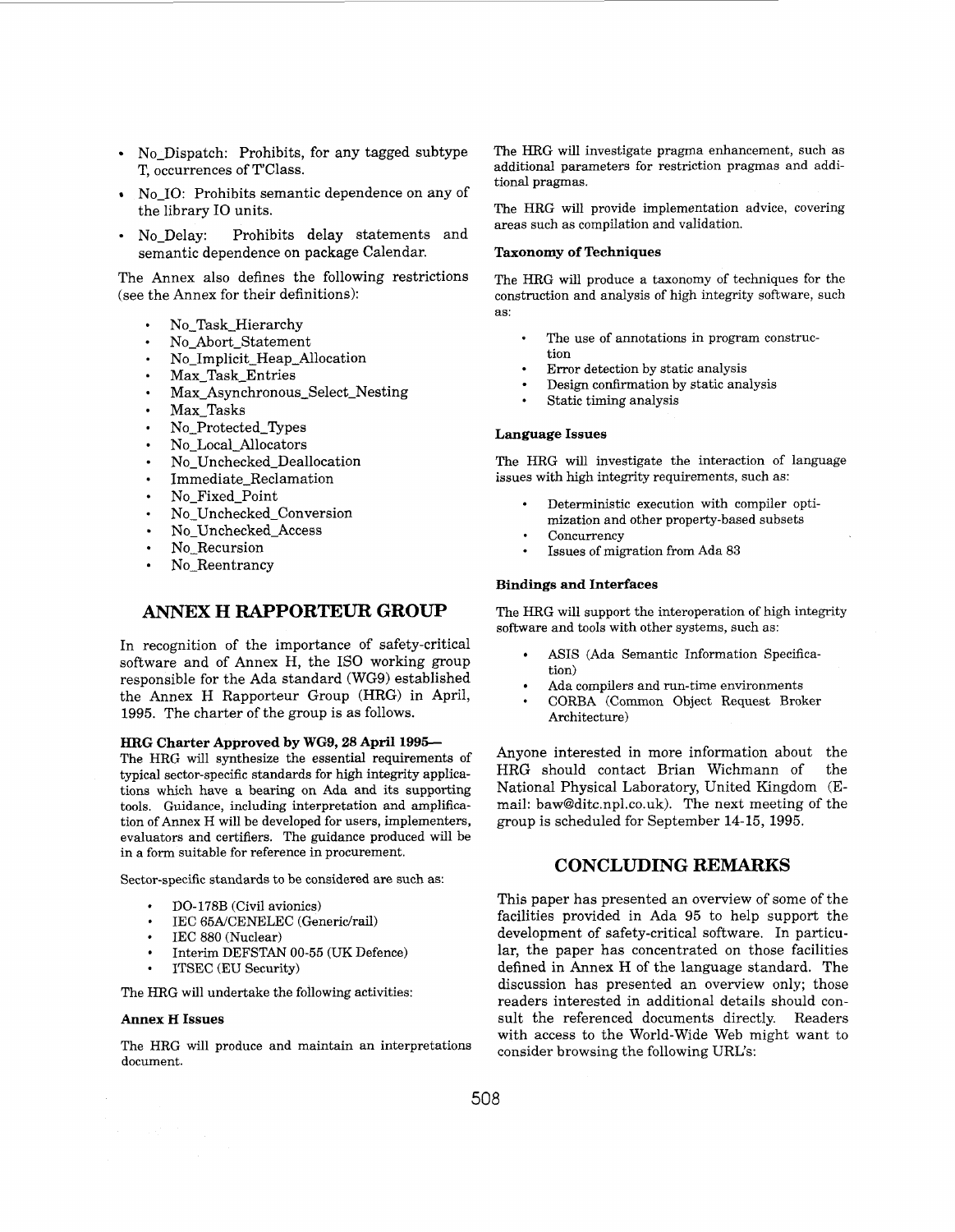- No_Dispatch: Prohibits, for any tagged subtype T, occurrences of T'Class.
- No_IO: Prohibits semantic dependence on any of the library IO units.
- No_Delay: Prohibits delay statements and semantic dependence on package Calendar.

The Annex also defines the following restrictions (see the Annex for their definitions):

- No_Task_Hierarchy
- No_Abort_Statement
- No_Implicit_Heap_Allocation
- Max_Task_Entries
- Max_Asynchronous_Select_Nesting
- Max_Tasks
- No_Protected_Types
- No_Local_Allocators
- No_Unchecked_Deallocation
- Immediate_Reclamation
- No_Fixed_Point
- No_Unchecked_Conversion
- No_Unchecked_Access
- No_Recursion
- No_Reentrancy

## ANNEX H RAPPORTEUR GROUP

In recognition of the importance of safety-critical software and of Annex H, the ISO working group responsible for the Ada standard (WG9) established the Annex H Rapporteur Group (HRG) in April, 1995. The charter of the group is as follows.

**HRG Charter Approved by WG9, 28 April 1995—**
The HRG will synthesize the essential requirements of typical sector-specific standards for high integrity applications which have a bearing on Ada and its supporting tools. Guidance, including interpretation and amplification of Annex H will be developed for users, implementers, evaluators and certifiers. The guidance produced will be in a form suitable for reference in procurement.

Sector-specific standards to be considered are such as:

- DO-178B (Civil avionics)
- IEC 65A/CENELEC (Generic/rail)
- IEC 880 (Nuclear)
- Interim DEFSTAN 00-55 (UK Defence)
- ITSEC (EU Security)

The HRG will undertake the following activities:

**Annex H Issues**

The HRG will produce and maintain an interpretations document.

The HRG will investigate pragma enhancement, such as additional parameters for restriction pragmas and additional pragmas.

The HRG will provide implementation advice, covering areas such as compilation and validation.

**Taxonomy of Techniques**

The HRG will produce a taxonomy of techniques for the construction and analysis of high integrity software, such as:

- The use of annotations in program construction
- Error detection by static analysis
- Design confirmation by static analysis
- Static timing analysis

**Language Issues**

The HRG will investigate the interaction of language issues with high integrity requirements, such as:

- Deterministic execution with compiler optimization and other property-based subsets
- Concurrency
- Issues of migration from Ada 83

**Bindings and Interfaces**

The HRG will support the interoperation of high integrity software and tools with other systems, such as:

- ASIS (Ada Semantic Information Specification)
- Ada compilers and run-time environments
- CORBA (Common Object Request Broker Architecture)

Anyone interested in more information about the HRG should contact Brian Wichmann of the National Physical Laboratory, United Kingdom (E-mail: baw@ditc.npl.co.uk). The next meeting of the group is scheduled for September 14-15, 1995.

## CONCLUDING REMARKS

This paper has presented an overview of some of the facilities provided in Ada 95 to help support the development of safety-critical software. In particular, the paper has concentrated on those facilities defined in Annex H of the language standard. The discussion has presented an overview only; those readers interested in additional details should consult the referenced documents directly. Readers with access to the World-Wide Web might want to consider browsing the following URL's: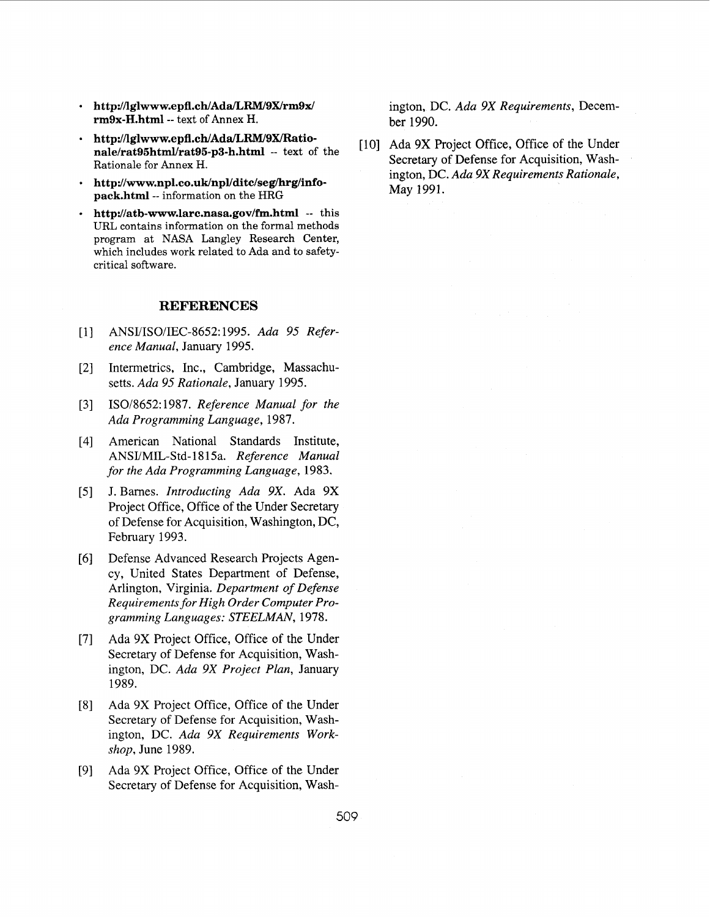- **http://lglwww.epfl.ch/Ada/LRM/9X/rm9x/rm9x-H.html** -- text of Annex H.
- **http://lglwww.epfl.ch/Ada/LRM/9X/Rationale/rat95html/rat95-p3-h.html** -- text of the Rationale for Annex H.
- **http://www.npl.co.uk/npl/ditc/seg/hrg/infopack.html** -- information on the HRG
- **http://atb-www.larc.nasa.gov/fm.html** -- this URL contains information on the formal methods program at NASA Langley Research Center, which includes work related to Ada and to safety-critical software.

## REFERENCES

[1] ANSI/ISO/IEC-8652:1995. *Ada 95 Reference Manual*, January 1995.

[2] Intermetrics, Inc., Cambridge, Massachusetts. *Ada 95 Rationale*, January 1995.

[3] ISO/8652:1987. *Reference Manual for the Ada Programming Language*, 1987.

[4] American National Standards Institute, ANSI/MIL-Std-1815a. *Reference Manual for the Ada Programming Language*, 1983.

[5] J. Barnes. *Introducting Ada 9X*. Ada 9X Project Office, Office of the Under Secretary of Defense for Acquisition, Washington, DC, February 1993.

[6] Defense Advanced Research Projects Agency, United States Department of Defense, Arlington, Virginia. *Department of Defense Requirements for High Order Computer Programming Languages: STEELMAN*, 1978.

[7] Ada 9X Project Office, Office of the Under Secretary of Defense for Acquisition, Washington, DC. *Ada 9X Project Plan*, January 1989.

[8] Ada 9X Project Office, Office of the Under Secretary of Defense for Acquisition, Washington, DC. *Ada 9X Requirements Workshop*, June 1989.

[9] Ada 9X Project Office, Office of the Under Secretary of Defense for Acquisition, Washington, DC. *Ada 9X Requirements*, December 1990.

[10] Ada 9X Project Office, Office of the Under Secretary of Defense for Acquisition, Washington, DC. *Ada 9X Requirements Rationale*, May 1991.